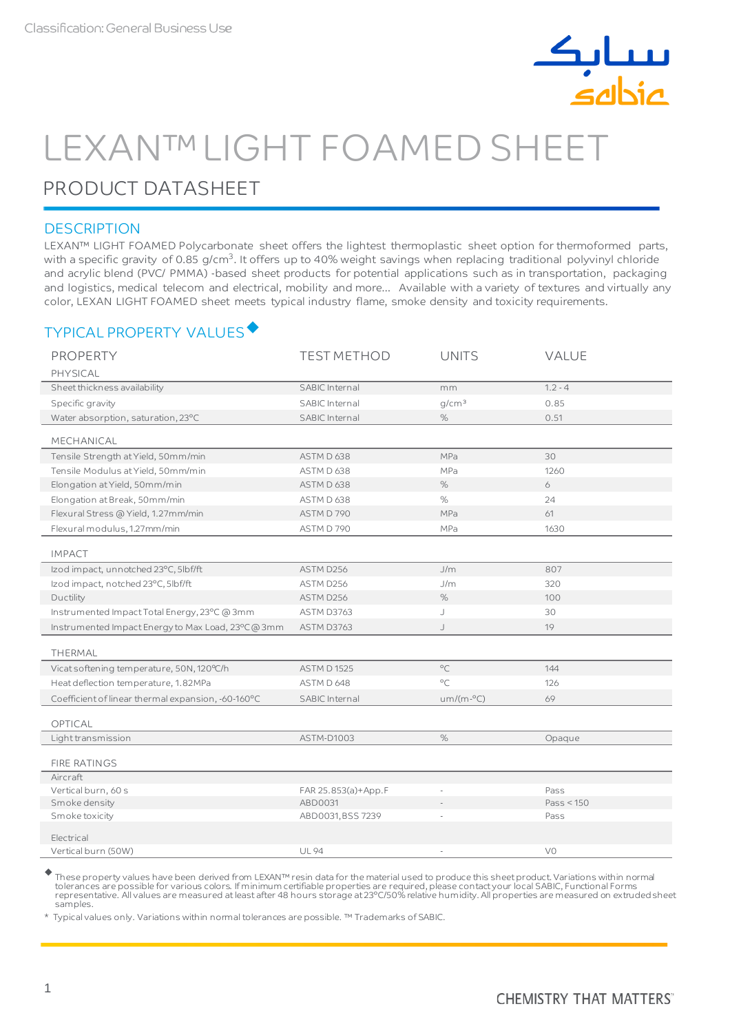Classification: General Business Use

# LEXAN™ LIGHT FOAMED SHEET

## PRODUCT DATASHEET

### DESCRIPTION

LEXAN™ LIGHT FOAMED Polycarbonate sheet offers the lightest thermoplastic sheet option for thermoformed parts, with a specific gravity of 0.85 g/cm$^3$. It offers up to 40% weight savings when replacing traditional polyvinyl chloride and acrylic blend (PVC/ PMMA) -based sheet products for potential applications such as in transportation, packaging and logistics, medical telecom and electrical, mobility and more... Available with a variety of textures and virtually any color, LEXAN LIGHT FOAMED sheet meets typical industry flame, smoke density and toxicity requirements.

### TYPICAL PROPERTY VALUES ◆

| PROPERTY | TEST METHOD | UNITS | VALUE |
|---|---|---|---|
| **PHYSICAL** | | | |
| Sheet thickness availability | SABIC Internal | mm | 1.2 - 4 |
| Specific gravity | SABIC Internal | g/cm³ | 0.85 |
| Water absorption, saturation, 23°C | SABIC Internal | % | 0.51 |
| **MECHANICAL** | | | |
| Tensile Strength at Yield, 50mm/min | ASTM D 638 | MPa | 30 |
| Tensile Modulus at Yield, 50mm/min | ASTM D 638 | MPa | 1260 |
| Elongation at Yield, 50mm/min | ASTM D 638 | % | 6 |
| Elongation at Break, 50mm/min | ASTM D 638 | % | 24 |
| Flexural Stress @ Yield, 1.27mm/min | ASTM D 790 | MPa | 61 |
| Flexural modulus, 1.27mm/min | ASTM D 790 | MPa | 1630 |
| **IMPACT** | | | |
| Izod impact, unnotched 23°C, 5lbf/ft | ASTM D256 | J/m | 807 |
| Izod impact, notched 23°C, 5lbf/ft | ASTM D256 | J/m | 320 |
| Ductility | ASTM D256 | % | 100 |
| Instrumented Impact Total Energy, 23°C @ 3mm | ASTM D3763 | J | 30 |
| Instrumented Impact Energy to Max Load, 23°C @ 3mm | ASTM D3763 | J | 19 |
| **THERMAL** | | | |
| Vicat softening temperature, 50N, 120°C/h | ASTM D 1525 | °C | 144 |
| Heat deflection temperature, 1.82MPa | ASTM D 648 | °C | 126 |
| Coefficient of linear thermal expansion, -60-160°C | SABIC Internal | um/(m-°C) | 69 |
| **OPTICAL** | | | |
| Light transmission | ASTM-D1003 | % | Opaque |
| **FIRE RATINGS** | | | |
| Aircraft | | | |
| Vertical burn, 60 s | FAR 25.853(a)+App.F | - | Pass |
| Smoke density | ABD0031 | - | Pass < 150 |
| Smoke toxicity | ABD0031, BSS 7239 | - | Pass |
| Electrical | | | |
| Vertical burn (50W) | UL 94 | - | V0 |

◆ These property values have been derived from LEXAN™ resin data for the material used to produce this sheet product. Variations within normal tolerances are possible for various colors. If minimum certifiable properties are required, please contact your local SABIC, Functional Forms representative. All values are measured at least after 48 hours storage at 23°C/50% relative humidity. All properties are measured on extruded sheet samples.

\* Typical values only. Variations within normal tolerances are possible. ™ Trademarks of SABIC.

CHEMISTRY THAT MATTERS™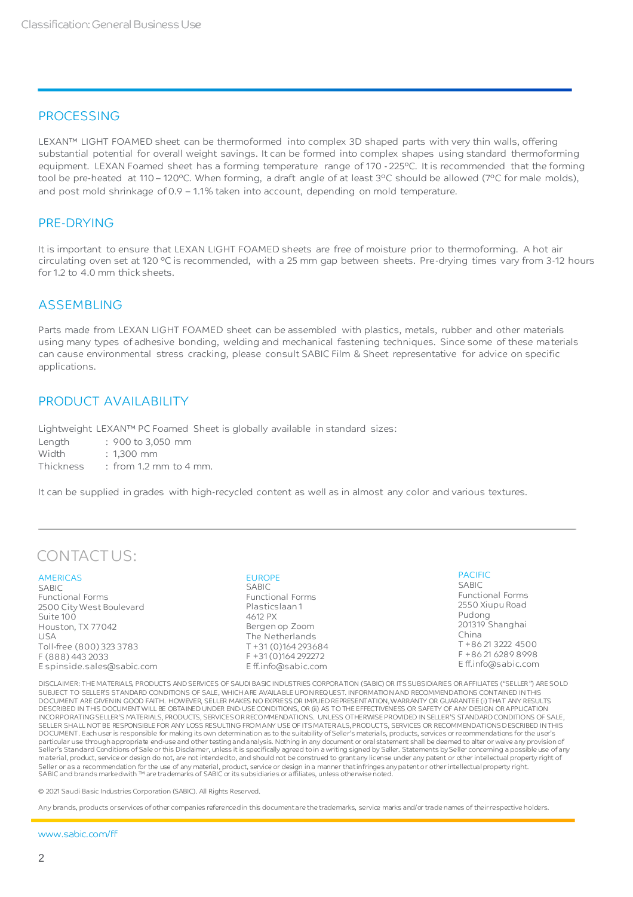## PROCESSING

LEXAN™ LIGHT FOAMED sheet can be thermoformed into complex 3D shaped parts with very thin walls, offering substantial potential for overall weight savings. It can be formed into complex shapes using standard thermoforming equipment. LEXAN Foamed sheet has a forming temperature range of 170 - 225°C. It is recommended that the forming tool be pre-heated at 110 – 120°C. When forming, a draft angle of at least 3°C should be allowed (7°C for male molds), and post mold shrinkage of 0.9 – 1.1% taken into account, depending on mold temperature.

## PRE-DRYING

It is important to ensure that LEXAN LIGHT FOAMED sheets are free of moisture prior to thermoforming. A hot air circulating oven set at 120 °C is recommended, with a 25 mm gap between sheets. Pre-drying times vary from 3-12 hours for 1.2 to 4.0 mm thick sheets.

## ASSEMBLING

Parts made from LEXAN LIGHT FOAMED sheet can be assembled with plastics, metals, rubber and other materials using many types of adhesive bonding, welding and mechanical fastening techniques. Since some of these materials can cause environmental stress cracking, please consult SABIC Film & Sheet representative for advice on specific applications.

## PRODUCT AVAILABILITY

Lightweight LEXAN™ PC Foamed Sheet is globally available in standard sizes:

Length : 900 to 3,050 mm
Width : 1,300 mm
Thickness : from 1.2 mm to 4 mm.

It can be supplied in grades with high-recycled content as well as in almost any color and various textures.

## CONTACT US:

**AMERICAS**
SABIC
Functional Forms
2500 City West Boulevard
Suite 100
Houston, TX 77042
USA
Toll-free (800) 323 3783
F (888) 443 2033
E spinside.sales@sabic.com

**EUROPE**
SABIC
Functional Forms
Plasticslaan 1
4612 PX
Bergen op Zoom
The Netherlands
T +31 (0)164 293684
F +31 (0)164 292272
E ff.info@sabic.com

**PACIFIC**
SABIC
Functional Forms
2550 Xiupu Road
Pudong
201319 Shanghai
China
T +86 21 3222 4500
F +86 21 6289 8998
E ff.info@sabic.com

DISCLAIMER: THE MATERIALS, PRODUCTS AND SERVICES OF SAUDI BASIC INDUSTRIES CORPORATION (SABIC) OR ITS SUBSIDIARIES OR AFFILIATES ("SELLER") ARE SOLD SUBJECT TO SELLER'S STANDARD CONDITIONS OF SALE, WHICH ARE AVAILABLE UPON REQUEST. INFORMATION AND RECOMMENDATIONS CONTAINED IN THIS DOCUMENT ARE GIVEN IN GOOD FAITH. HOWEVER, SELLER MAKES NO EXPRESS OR IMPLIED REPRESENTATION, WARRANTY OR GUARANTEE (i) THAT ANY RESULTS DESCRIBED IN THIS DOCUMENT WILL BE OBTAINED UNDER END-USE CONDITIONS, OR (ii) AS TO THE EFFECTIVENESS OR SAFETY OF ANY DESIGN OR APPLICATION INCORPORATING SELLER'S MATERIALS, PRODUCTS, SERVICES OR RECOMMENDATIONS. UNLESS OTHERWISE PROVIDED IN SELLER'S STANDARD CONDITIONS OF SALE, SELLER SHALL NOT BE RESPONSIBLE FOR ANY LOSS RESULTING FROM ANY USE OF ITS MATERIALS, PRODUCTS, SERVICES OR RECOMMENDATIONS DESCRIBED IN THIS DOCUMENT. Each user is responsible for making its own determination as to the suitability of Seller's materials, products, services or recommendations for the user's particular use through appropriate end-use and other testing and analysis. Nothing in any document or oral statement shall be deemed to alter or waive any provision of Seller's Standard Conditions of Sale or this Disclaimer, unless it is specifically agreed to in a writing signed by Seller. Statements by Seller concerning a possible use of any material, product, service or design do not, are not intended to, and should not be construed to grant any license under any patent or other intellectual property right of Seller or as a recommendation for the use of any material, product, service or design in a manner that infringes any patent or other intellectual property right.
SABIC and brands marked with ™ are trademarks of SABIC or its subsidiaries or affiliates, unless otherwise noted.

© 2021 Saudi Basic Industries Corporation (SABIC). All Rights Reserved.

Any brands, products or services of other companies referenced in this document are the trademarks, service marks and/or trade names of their respective holders.

www.sabic.com/ff